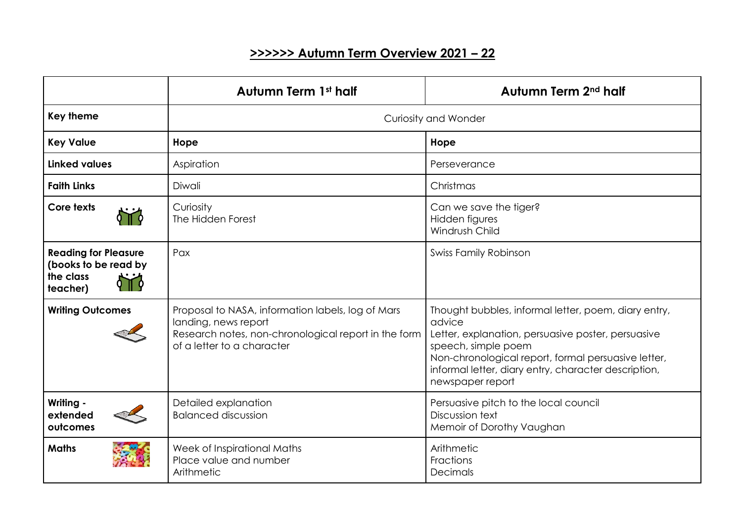## **>>>>>> Autumn Term Overview 2021 – 22**

| | Autumn Term 1st half | Autumn Term 2nd half |
|---|---|---|
| **Key theme** | Curiosity and Wonder | |
| **Key Value** | **Hope** | **Hope** |
| **Linked values** | Aspiration | Perseverance |
| **Faith Links** | Diwali | Christmas |
| **Core texts** | Curiosity<br>The Hidden Forest | Can we save the tiger?<br>Hidden figures<br>Windrush Child |
| **Reading for Pleasure (books to be read by the class teacher)** | Pax | Swiss Family Robinson |
| **Writing Outcomes** | Proposal to NASA, information labels, log of Mars landing, news report<br>Research notes, non-chronological report in the form of a letter to a character | Thought bubbles, informal letter, poem, diary entry, advice<br>Letter, explanation, persuasive poster, persuasive speech, simple poem<br>Non-chronological report, formal persuasive letter, informal letter, diary entry, character description, newspaper report |
| **Writing - extended outcomes** | Detailed explanation<br>Balanced discussion | Persuasive pitch to the local council<br>Discussion text<br>Memoir of Dorothy Vaughan |
| **Maths** | Week of Inspirational Maths<br>Place value and number<br>Arithmetic | Arithmetic<br>Fractions<br>Decimals |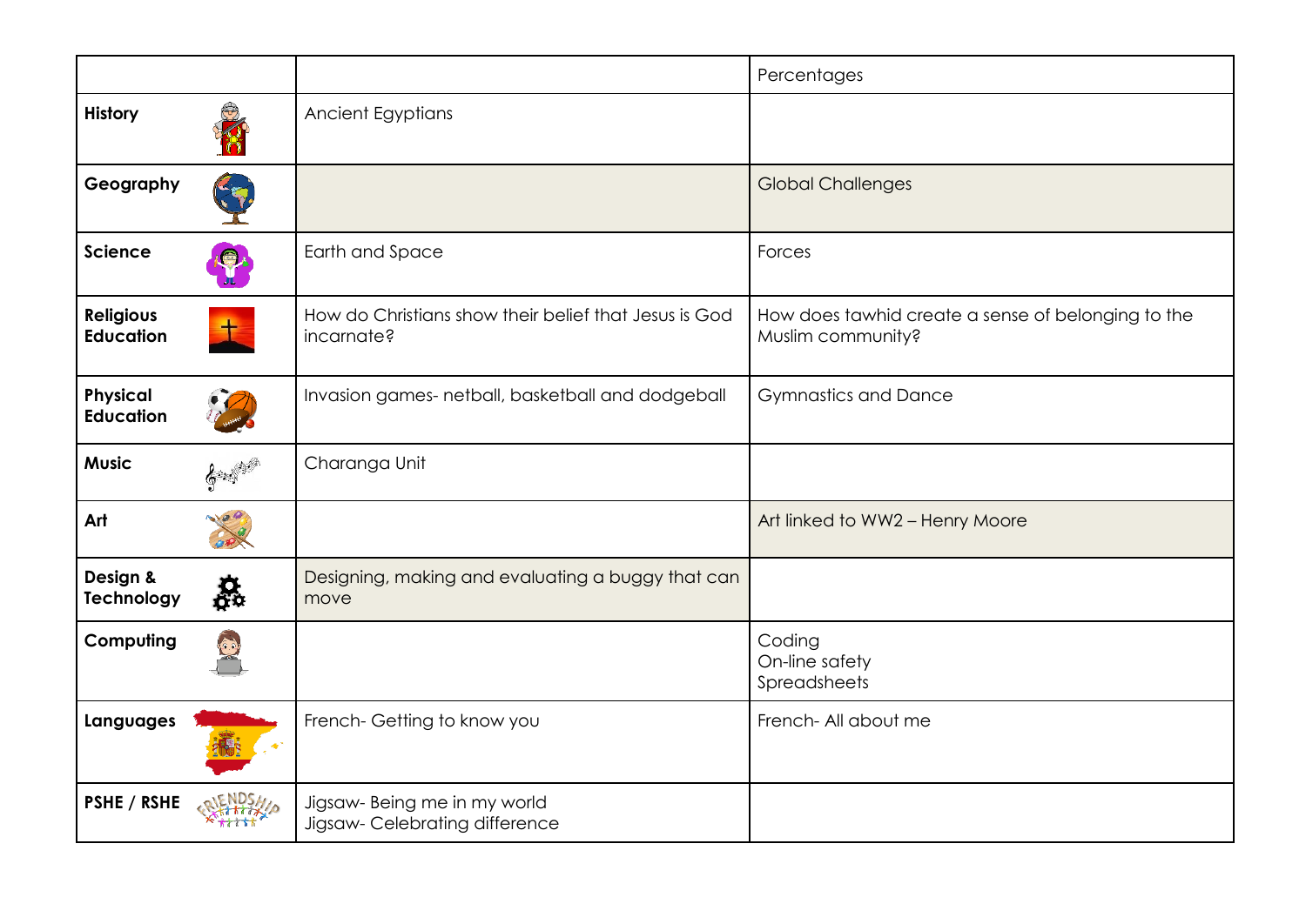| | | |
|---|---|---|
| | | Percentages |
| **History** | Ancient Egyptians | |
| **Geography** | | Global Challenges |
| **Science** | Earth and Space | Forces |
| **Religious Education** | How do Christians show their belief that Jesus is God incarnate? | How does tawhid create a sense of belonging to the Muslim community? |
| **Physical Education** | Invasion games- netball, basketball and dodgeball | Gymnastics and Dance |
| **Music** | Charanga Unit | |
| **Art** | | Art linked to WW2 – Henry Moore |
| **Design & Technology** | Designing, making and evaluating a buggy that can move | |
| **Computing** | | Coding<br>On-line safety<br>Spreadsheets |
| **Languages** | French- Getting to know you | French- All about me |
| **PSHE / RSHE** | Jigsaw- Being me in my world<br>Jigsaw- Celebrating difference | |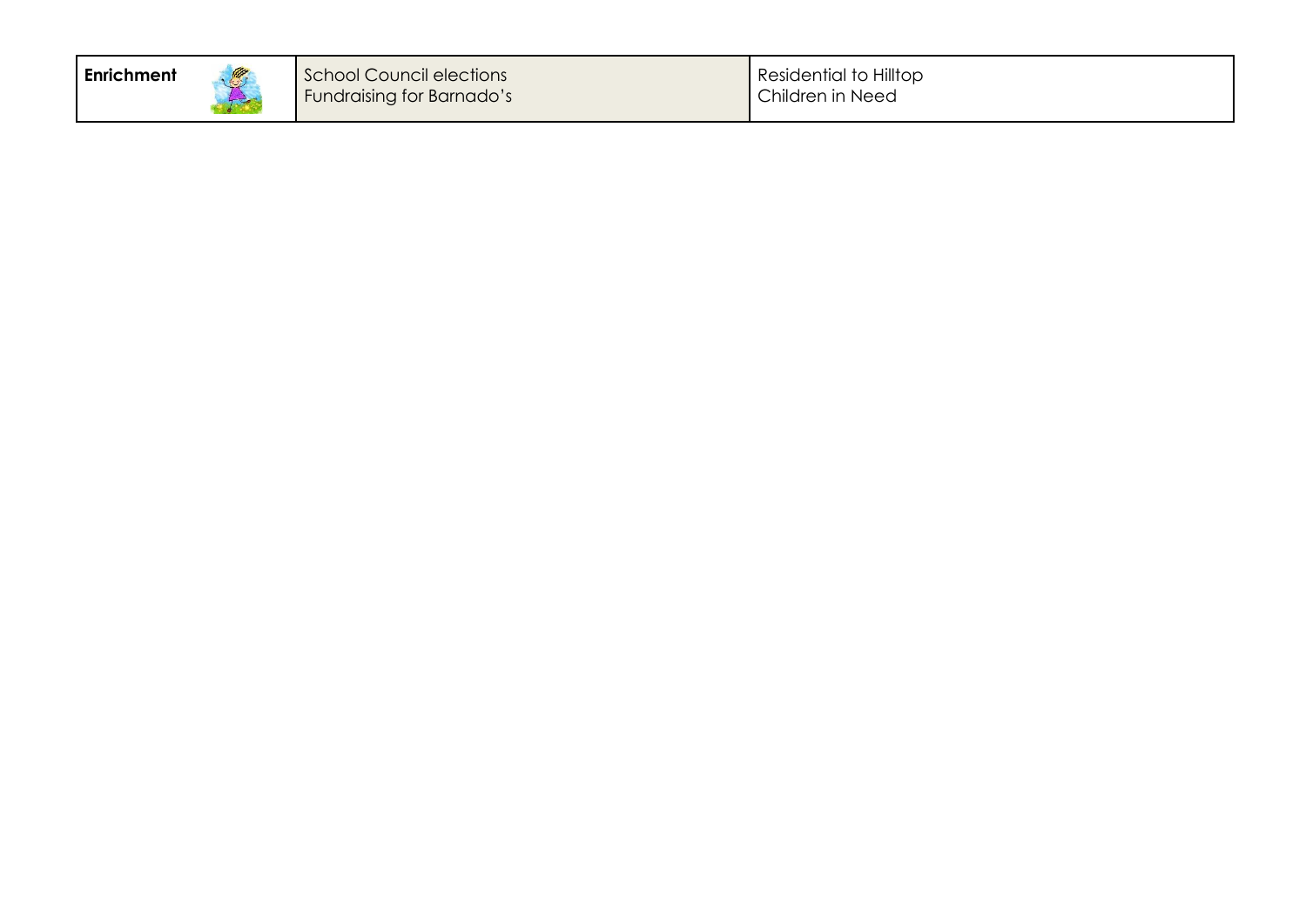| | | |
|---|---|---|
| **Enrichment** | School Council elections<br>Fundraising for Barnado's | Residential to Hilltop<br>Children in Need |